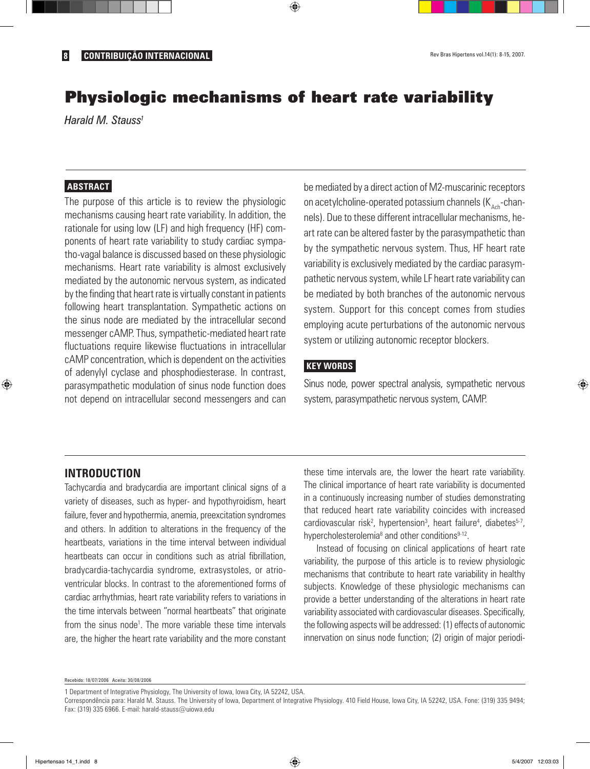# Physiologic mechanisms of heart rate variability

*Harald M. Stauss*[1]

## ABSTRACT

The purpose of this article is to review the physiologic mechanisms causing heart rate variability. In addition, the rationale for using low (LF) and high frequency (HF) components of heart rate variability to study cardiac sympatho-vagal balance is discussed based on these physiologic mechanisms. Heart rate variability is almost exclusively mediated by the autonomic nervous system, as indicated by the finding that heart rate is virtually constant in patients following heart transplantation. Sympathetic actions on the sinus node are mediated by the intracellular second messenger cAMP. Thus, sympathetic-mediated heart rate fluctuations require likewise fluctuations in intracellular cAMP concentration, which is dependent on the activities of adenylyl cyclase and phosphodiesterase. In contrast, parasympathetic modulation of sinus node function does not depend on intracellular second messengers and can be mediated by a direct action of M2-muscarinic receptors on acetylcholine-operated potassium channels ($K_{Ach}$-channels). Due to these different intracellular mechanisms, heart rate can be altered faster by the parasympathetic than by the sympathetic nervous system. Thus, HF heart rate variability is exclusively mediated by the cardiac parasympathetic nervous system, while LF heart rate variability can be mediated by both branches of the autonomic nervous system. Support for this concept comes from studies employing acute perturbations of the autonomic nervous system or utilizing autonomic receptor blockers.

## KEY WORDS

Sinus node, power spectral analysis, sympathetic nervous system, parasympathetic nervous system, CAMP.

## INTRODUCTION

Tachycardia and bradycardia are important clinical signs of a variety of diseases, such as hyper- and hypothyroidism, heart failure, fever and hypothermia, anemia, preexcitation syndromes and others. In addition to alterations in the frequency of the heartbeats, variations in the time interval between individual heartbeats can occur in conditions such as atrial fibrillation, bradycardia-tachycardia syndrome, extrasystoles, or atrioventricular blocks. In contrast to the aforementioned forms of cardiac arrhythmias, heart rate variability refers to variations in the time intervals between "normal heartbeats" that originate from the sinus node[1]. The more variable these time intervals are, the higher the heart rate variability and the more constant these time intervals are, the lower the heart rate variability. The clinical importance of heart rate variability is documented in a continuously increasing number of studies demonstrating that reduced heart rate variability coincides with increased cardiovascular risk[2], hypertension[3], heart failure[4], diabetes[5-7], hypercholesterolemia[8] and other conditions[9-12].

Instead of focusing on clinical applications of heart rate variability, the purpose of this article is to review physiologic mechanisms that contribute to heart rate variability in healthy subjects. Knowledge of these physiologic mechanisms can provide a better understanding of the alterations in heart rate variability associated with cardiovascular diseases. Specifically, the following aspects will be addressed: (1) effects of autonomic innervation on sinus node function; (2) origin of major periodi-

Recebido: 18/07/2006 Aceito: 30/08/2006

1 Department of Integrative Physiology, The University of Iowa, Iowa City, IA 52242, USA.

Correspondência para: Harald M. Stauss. The University of Iowa, Department of Integrative Physiology. 410 Field House, Iowa City, IA 52242, USA. Fone: (319) 335 9494; Fax: (319) 335 6966. E-mail: harald-stauss@uiowa.edu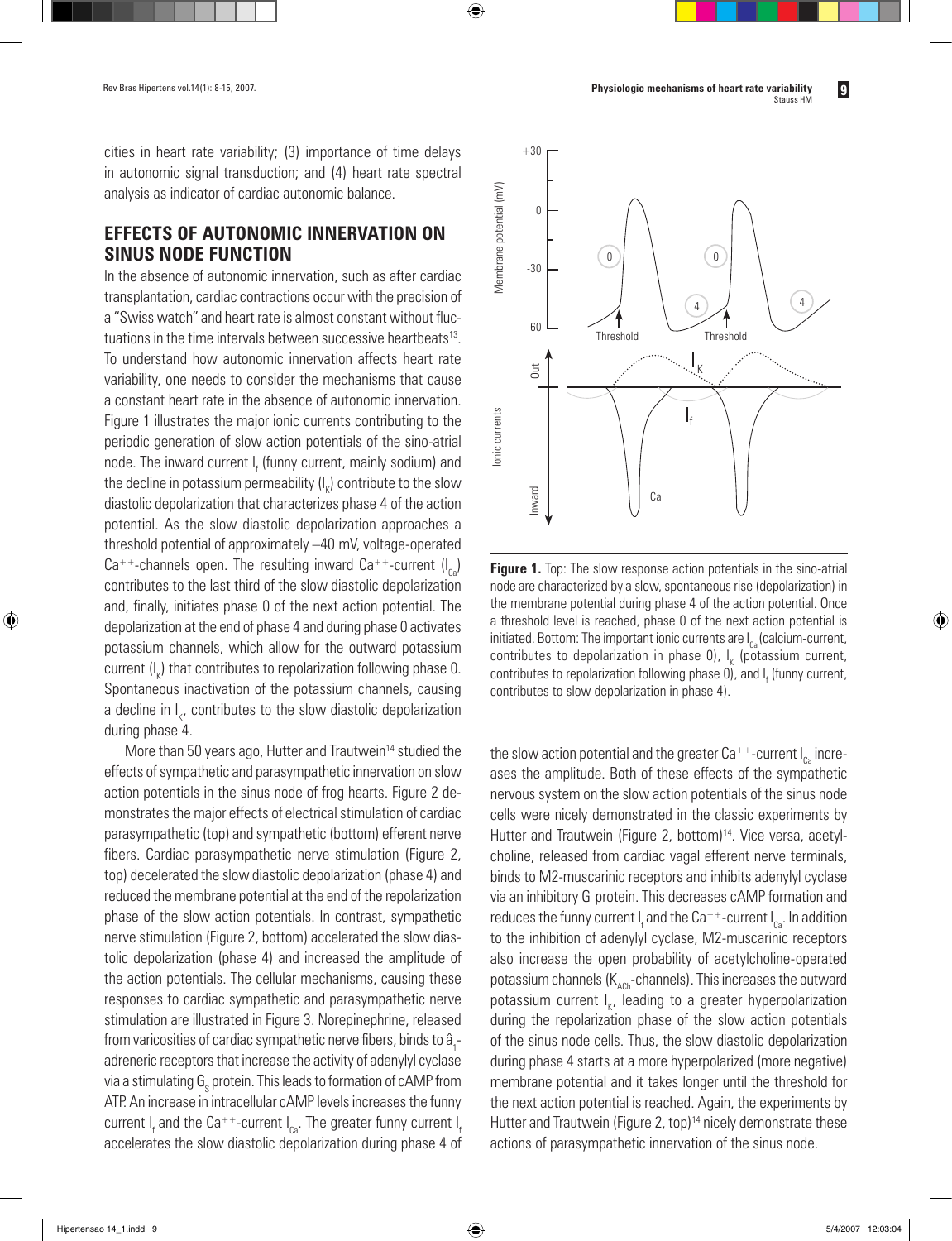cities in heart rate variability; (3) importance of time delays in autonomic signal transduction; and (4) heart rate spectral analysis as indicator of cardiac autonomic balance.

## EFFECTS OF AUTONOMIC INNERVATION ON SINUS NODE FUNCTION

In the absence of autonomic innervation, such as after cardiac transplantation, cardiac contractions occur with the precision of a "Swiss watch" and heart rate is almost constant without fluctuations in the time intervals between successive heartbeats[13]. To understand how autonomic innervation affects heart rate variability, one needs to consider the mechanisms that cause a constant heart rate in the absence of autonomic innervation. Figure 1 illustrates the major ionic currents contributing to the periodic generation of slow action potentials of the sino-atrial node. The inward current $I_f$ (funny current, mainly sodium) and the decline in potassium permeability ($I_K$) contribute to the slow diastolic depolarization that characterizes phase 4 of the action potential. As the slow diastolic depolarization approaches a threshold potential of approximately –40 mV, voltage-operated $Ca^{++}$-channels open. The resulting inward $Ca^{++}$-current ($I_{Ca}$) contributes to the last third of the slow diastolic depolarization and, finally, initiates phase 0 of the next action potential. The depolarization at the end of phase 4 and during phase 0 activates potassium channels, which allow for the outward potassium current ($I_K$) that contributes to repolarization following phase 0. Spontaneous inactivation of the potassium channels, causing a decline in $I_K$, contributes to the slow diastolic depolarization during phase 4.

More than 50 years ago, Hutter and Trautwein[14] studied the effects of sympathetic and parasympathetic innervation on slow action potentials in the sinus node of frog hearts. Figure 2 demonstrates the major effects of electrical stimulation of cardiac parasympathetic (top) and sympathetic (bottom) efferent nerve fibers. Cardiac parasympathetic nerve stimulation (Figure 2, top) decelerated the slow diastolic depolarization (phase 4) and reduced the membrane potential at the end of the repolarization phase of the slow action potentials. In contrast, sympathetic nerve stimulation (Figure 2, bottom) accelerated the slow diastolic depolarization (phase 4) and increased the amplitude of the action potentials. The cellular mechanisms, causing these responses to cardiac sympathetic and parasympathetic nerve stimulation are illustrated in Figure 3. Norepinephrine, released from varicosities of cardiac sympathetic nerve fibers, binds to â$_1$-adrenergic receptors that increase the activity of adenylyl cyclase via a stimulating $G_S$ protein. This leads to formation of cAMP from ATP. An increase in intracellular cAMP levels increases the funny current $I_f$ and the $Ca^{++}$-current $I_{Ca}$. The greater funny current $I_f$ accelerates the slow diastolic depolarization during phase 4 of

**Figure 1.** Top: The slow response action potentials in the sino-atrial node are characterized by a slow, spontaneous rise (depolarization) in the membrane potential during phase 4 of the action potential. Once a threshold level is reached, phase 0 of the next action potential is initiated. Bottom: The important ionic currents are $I_{Ca}$ (calcium-current, contributes to depolarization in phase 0), $I_K$ (potassium current, contributes to repolarization following phase 0), and $I_f$ (funny current, contributes to slow depolarization in phase 4).

the slow action potential and the greater $Ca^{++}$-current $I_{Ca}$ increases the amplitude. Both of these effects of the sympathetic nervous system on the slow action potentials of the sinus node cells were nicely demonstrated in the classic experiments by Hutter and Trautwein (Figure 2, bottom)[14]. Vice versa, acetylcholine, released from cardiac vagal efferent nerve terminals, binds to M2-muscarinic receptors and inhibits adenylyl cyclase via an inhibitory $G_i$ protein. This decreases cAMP formation and reduces the funny current $I_f$ and the $Ca^{++}$-current $I_{Ca}$. In addition to the inhibition of adenylyl cyclase, M2-muscarinic receptors also increase the open probability of acetylcholine-operated potassium channels ($K_{ACh}$-channels). This increases the outward potassium current $I_K$, leading to a greater hyperpolarization during the repolarization phase of the slow action potentials of the sinus node cells. Thus, the slow diastolic depolarization during phase 4 starts at a more hyperpolarized (more negative) membrane potential and it takes longer until the threshold for the next action potential is reached. Again, the experiments by Hutter and Trautwein (Figure 2, top)[14] nicely demonstrate these actions of parasympathetic innervation of the sinus node.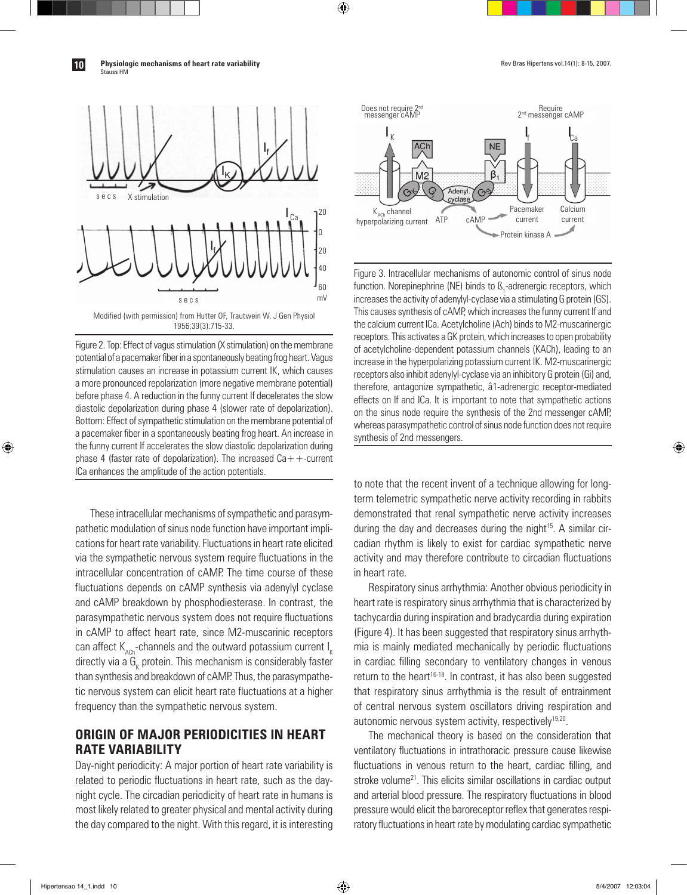Modified (with permission) from Hutter OF, Trautwein W. J Gen Physiol 1956;39(3):715-33.

Figure 2. Top: Effect of vagus stimulation (X stimulation) on the membrane potential of a pacemaker fiber in a spontaneously beating frog heart. Vagus stimulation causes an increase in potassium current IK, which causes a more pronounced repolarization (more negative membrane potential) before phase 4. A reduction in the funny current If decelerates the slow diastolic depolarization during phase 4 (slower rate of depolarization). Bottom: Effect of sympathetic stimulation on the membrane potential of a pacemaker fiber in a spontaneously beating frog heart. An increase in the funny current If accelerates the slow diastolic depolarization during phase 4 (faster rate of depolarization). The increased Ca++-current ICa enhances the amplitude of the action potentials.

Figure 3. Intracellular mechanisms of autonomic control of sinus node function. Norepinephrine (NE) binds to $\beta_1$-adrenergic receptors, which increases the activity of adenylyl-cyclase via a stimulating G protein (GS). This causes synthesis of cAMP, which increases the funny current If and the calcium current ICa. Acetylcholine (Ach) binds to M2-muscarinergic receptors. This activates a GK protein, which increases to open probability of acetylcholine-dependent potassium channels (KACh), leading to an increase in the hyperpolarizing potassium current IK. M2-muscarinergic receptors also inhibit adenylyl-cyclase via an inhibitory G protein (Gi) and, therefore, antagonize sympathetic, â1-adrenergic receptor-mediated effects on If and ICa. It is important to note that sympathetic actions on the sinus node require the synthesis of the 2nd messenger cAMP, whereas parasympathetic control of sinus node function does not require synthesis of 2nd messengers.

These intracellular mechanisms of sympathetic and parasympathetic modulation of sinus node function have important implications for heart rate variability. Fluctuations in heart rate elicited via the sympathetic nervous system require fluctuations in the intracellular concentration of cAMP. The time course of these fluctuations depends on cAMP synthesis via adenylyl cyclase and cAMP breakdown by phosphodiesterase. In contrast, the parasympathetic nervous system does not require fluctuations in cAMP to affect heart rate, since M2-muscarinic receptors can affect $K_{ACh}$-channels and the outward potassium current $I_K$ directly via a $G_K$ protein. This mechanism is considerably faster than synthesis and breakdown of cAMP. Thus, the parasympathetic nervous system can elicit heart rate fluctuations at a higher frequency than the sympathetic nervous system.

## ORIGIN OF MAJOR PERIODICITIES IN HEART RATE VARIABILITY

Day-night periodicity: A major portion of heart rate variability is related to periodic fluctuations in heart rate, such as the day-night cycle. The circadian periodicity of heart rate in humans is most likely related to greater physical and mental activity during the day compared to the night. With this regard, it is interesting to note that the recent invent of a technique allowing for long-term telemetric sympathetic nerve activity recording in rabbits demonstrated that renal sympathetic nerve activity increases during the day and decreases during the night[15]. A similar circadian rhythm is likely to exist for cardiac sympathetic nerve activity and may therefore contribute to circadian fluctuations in heart rate.

Respiratory sinus arrhythmia: Another obvious periodicity in heart rate is respiratory sinus arrhythmia that is characterized by tachycardia during inspiration and bradycardia during expiration (Figure 4). It has been suggested that respiratory sinus arrhythmia is mainly mediated mechanically by periodic fluctuations in cardiac filling secondary to ventilatory changes in venous return to the heart[16-18]. In contrast, it has also been suggested that respiratory sinus arrhythmia is the result of entrainment of central nervous system oscillators driving respiration and autonomic nervous system activity, respectively[19,20].

The mechanical theory is based on the consideration that ventilatory fluctuations in intrathoracic pressure cause likewise fluctuations in venous return to the heart, cardiac filling, and stroke volume[21]. This elicits similar oscillations in cardiac output and arterial blood pressure. The respiratory fluctuations in blood pressure would elicit the baroreceptor reflex that generates respiratory fluctuations in heart rate by modulating cardiac sympathetic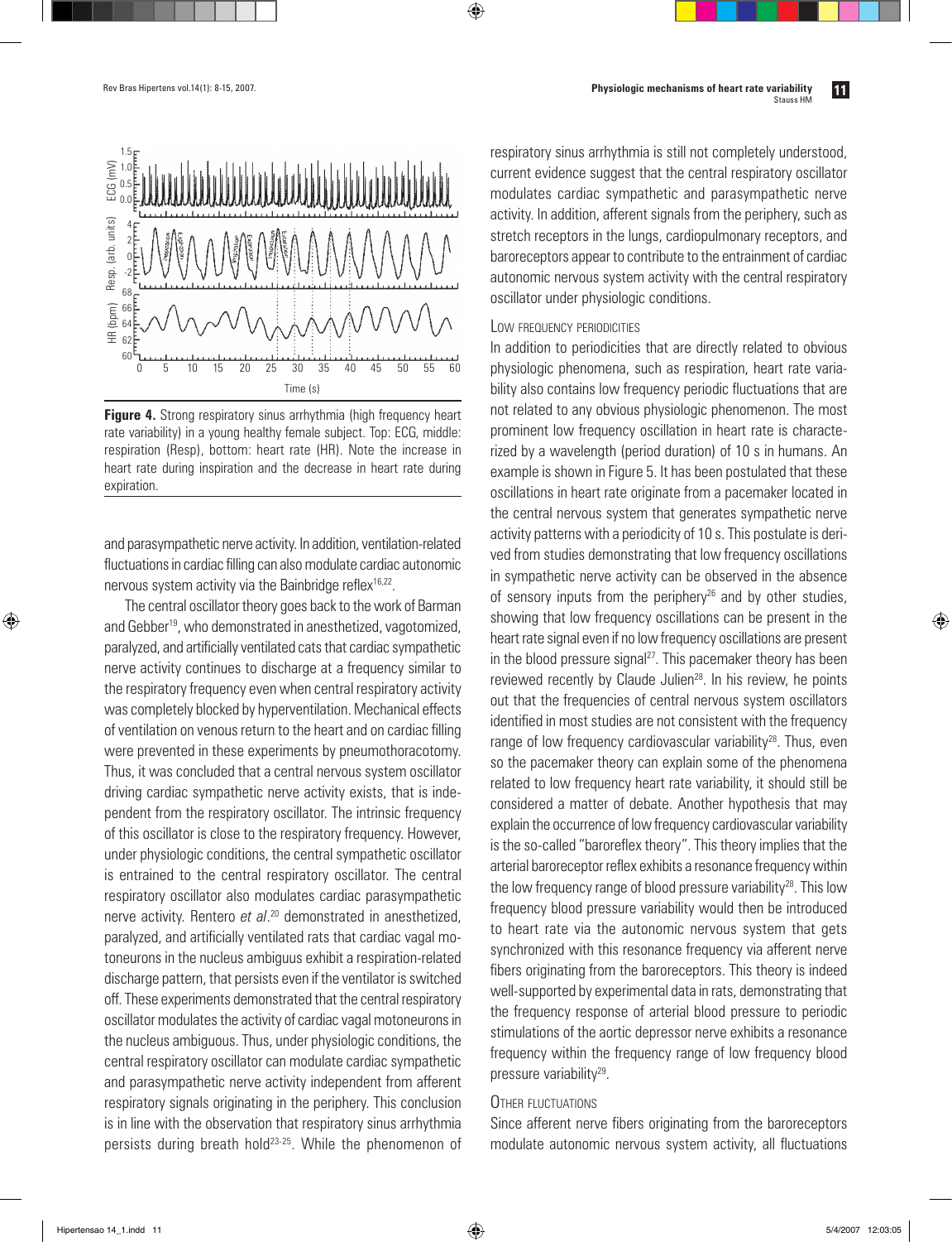**Figure 4.** Strong respiratory sinus arrhythmia (high frequency heart rate variability) in a young healthy female subject. Top: ECG, middle: respiration (Resp), bottom: heart rate (HR). Note the increase in heart rate during inspiration and the decrease in heart rate during expiration.

and parasympathetic nerve activity. In addition, ventilation-related fluctuations in cardiac filling can also modulate cardiac autonomic nervous system activity via the Bainbridge reflex[16,22].

The central oscillator theory goes back to the work of Barman and Gebber[19], who demonstrated in anesthetized, vagotomized, paralyzed, and artificially ventilated cats that cardiac sympathetic nerve activity continues to discharge at a frequency similar to the respiratory frequency even when central respiratory activity was completely blocked by hyperventilation. Mechanical effects of ventilation on venous return to the heart and on cardiac filling were prevented in these experiments by pneumothoracotomy. Thus, it was concluded that a central nervous system oscillator driving cardiac sympathetic nerve activity exists, that is independent from the respiratory oscillator. The intrinsic frequency of this oscillator is close to the respiratory frequency. However, under physiologic conditions, the central sympathetic oscillator is entrained to the central respiratory oscillator. The central respiratory oscillator also modulates cardiac parasympathetic nerve activity. Rentero *et al*.[20] demonstrated in anesthetized, paralyzed, and artificially ventilated rats that cardiac vagal motoneurons in the nucleus ambiguus exhibit a respiration-related discharge pattern, that persists even if the ventilator is switched off. These experiments demonstrated that the central respiratory oscillator modulates the activity of cardiac vagal motoneurons in the nucleus ambiguous. Thus, under physiologic conditions, the central respiratory oscillator can modulate cardiac sympathetic and parasympathetic nerve activity independent from afferent respiratory signals originating in the periphery. This conclusion is in line with the observation that respiratory sinus arrhythmia persists during breath hold[23-25]. While the phenomenon of respiratory sinus arrhythmia is still not completely understood, current evidence suggest that the central respiratory oscillator modulates cardiac sympathetic and parasympathetic nerve activity. In addition, afferent signals from the periphery, such as stretch receptors in the lungs, cardiopulmonary receptors, and baroreceptors appear to contribute to the entrainment of cardiac autonomic nervous system activity with the central respiratory oscillator under physiologic conditions.

### Low frequency periodicities

In addition to periodicities that are directly related to obvious physiologic phenomena, such as respiration, heart rate variability also contains low frequency periodic fluctuations that are not related to any obvious physiologic phenomenon. The most prominent low frequency oscillation in heart rate is characterized by a wavelength (period duration) of 10 s in humans. An example is shown in Figure 5. It has been postulated that these oscillations in heart rate originate from a pacemaker located in the central nervous system that generates sympathetic nerve activity patterns with a periodicity of 10 s. This postulate is derived from studies demonstrating that low frequency oscillations in sympathetic nerve activity can be observed in the absence of sensory inputs from the periphery[26] and by other studies, showing that low frequency oscillations can be present in the heart rate signal even if no low frequency oscillations are present in the blood pressure signal[27]. This pacemaker theory has been reviewed recently by Claude Julien[28]. In his review, he points out that the frequencies of central nervous system oscillators identified in most studies are not consistent with the frequency range of low frequency cardiovascular variability[28]. Thus, even so the pacemaker theory can explain some of the phenomena related to low frequency heart rate variability, it should still be considered a matter of debate. Another hypothesis that may explain the occurrence of low frequency cardiovascular variability is the so-called "baroreflex theory". This theory implies that the arterial baroreceptor reflex exhibits a resonance frequency within the low frequency range of blood pressure variability[28]. This low frequency blood pressure variability would then be introduced to heart rate via the autonomic nervous system that gets synchronized with this resonance frequency via afferent nerve fibers originating from the baroreceptors. This theory is indeed well-supported by experimental data in rats, demonstrating that the frequency response of arterial blood pressure to periodic stimulations of the aortic depressor nerve exhibits a resonance frequency within the frequency range of low frequency blood pressure variability[29].

### Other fluctuations

Since afferent nerve fibers originating from the baroreceptors modulate autonomic nervous system activity, all fluctuations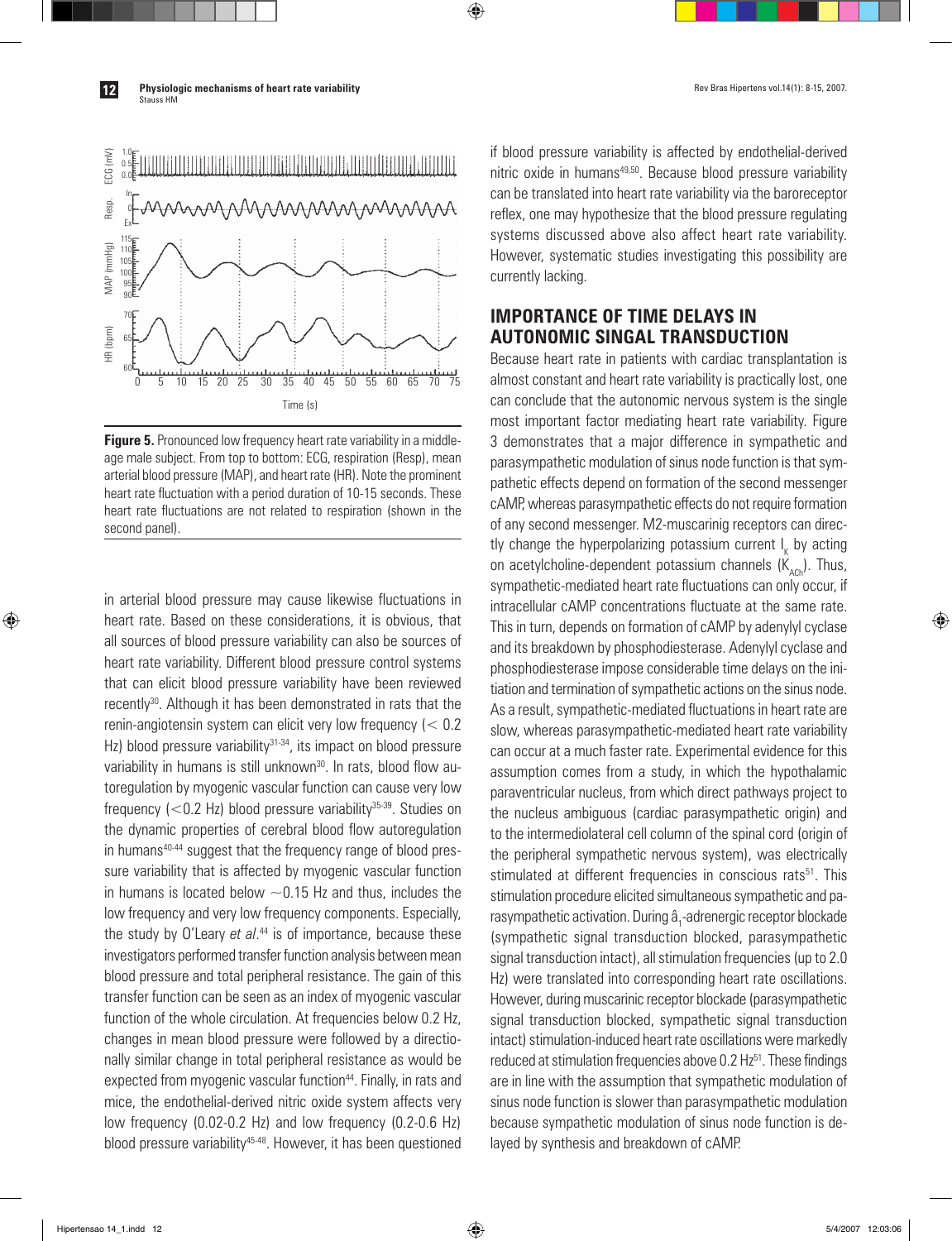**Figure 5.** Pronounced low frequency heart rate variability in a middle-age male subject. From top to bottom: ECG, respiration (Resp), mean arterial blood pressure (MAP), and heart rate (HR). Note the prominent heart rate fluctuation with a period duration of 10-15 seconds. These heart rate fluctuations are not related to respiration (shown in the second panel).

in arterial blood pressure may cause likewise fluctuations in heart rate. Based on these considerations, it is obvious, that all sources of blood pressure variability can also be sources of heart rate variability. Different blood pressure control systems that can elicit blood pressure variability have been reviewed recently[30]. Although it has been demonstrated in rats that the renin-angiotensin system can elicit very low frequency (< 0.2 Hz) blood pressure variability[31-34], its impact on blood pressure variability in humans is still unknown[30]. In rats, blood flow autoregulation by myogenic vascular function can cause very low frequency (<0.2 Hz) blood pressure variability[35-39]. Studies on the dynamic properties of cerebral blood flow autoregulation in humans[40-44] suggest that the frequency range of blood pressure variability that is affected by myogenic vascular function in humans is located below ~0.15 Hz and thus, includes the low frequency and very low frequency components. Especially, the study by O'Leary *et al*.[44] is of importance, because these investigators performed transfer function analysis between mean blood pressure and total peripheral resistance. The gain of this transfer function can be seen as an index of myogenic vascular function of the whole circulation. At frequencies below 0.2 Hz, changes in mean blood pressure were followed by a directionally similar change in total peripheral resistance as would be expected from myogenic vascular function[44]. Finally, in rats and mice, the endothelial-derived nitric oxide system affects very low frequency (0.02-0.2 Hz) and low frequency (0.2-0.6 Hz) blood pressure variability[45-48]. However, it has been questioned if blood pressure variability is affected by endothelial-derived nitric oxide in humans[49,50]. Because blood pressure variability can be translated into heart rate variability via the baroreceptor reflex, one may hypothesize that the blood pressure regulating systems discussed above also affect heart rate variability. However, systematic studies investigating this possibility are currently lacking.

## IMPORTANCE OF TIME DELAYS IN AUTONOMIC SINGAL TRANSDUCTION

Because heart rate in patients with cardiac transplantation is almost constant and heart rate variability is practically lost, one can conclude that the autonomic nervous system is the single most important factor mediating heart rate variability. Figure 3 demonstrates that a major difference in sympathetic and parasympathetic modulation of sinus node function is that sympathetic effects depend on formation of the second messenger cAMP, whereas parasympathetic effects do not require formation of any second messenger. M2-muscarinig receptors can directly change the hyperpolarizing potassium current $I_K$ by acting on acetylcholine-dependent potassium channels ($K_{ACh}$). Thus, sympathetic-mediated heart rate fluctuations can only occur, if intracellular cAMP concentrations fluctuate at the same rate. This in turn, depends on formation of cAMP by adenylyl cyclase and its breakdown by phosphodiesterase. Adenylyl cyclase and phosphodiesterase impose considerable time delays on the initiation and termination of sympathetic actions on the sinus node. As a result, sympathetic-mediated fluctuations in heart rate are slow, whereas parasympathetic-mediated heart rate variability can occur at a much faster rate. Experimental evidence for this assumption comes from a study, in which the hypothalamic paraventricular nucleus, from which direct pathways project to the nucleus ambiguous (cardiac parasympathetic origin) and to the intermediolateral cell column of the spinal cord (origin of the peripheral sympathetic nervous system), was electrically stimulated at different frequencies in conscious rats[51]. This stimulation procedure elicited simultaneous sympathetic and parasympathetic activation. During $â_1$-adrenergic receptor blockade (sympathetic signal transduction blocked, parasympathetic signal transduction intact), all stimulation frequencies (up to 2.0 Hz) were translated into corresponding heart rate oscillations. However, during muscarinic receptor blockade (parasympathetic signal transduction blocked, sympathetic signal transduction intact) stimulation-induced heart rate oscillations were markedly reduced at stimulation frequencies above 0.2 Hz[51]. These findings are in line with the assumption that sympathetic modulation of sinus node function is slower than parasympathetic modulation because sympathetic modulation of sinus node function is delayed by synthesis and breakdown of cAMP.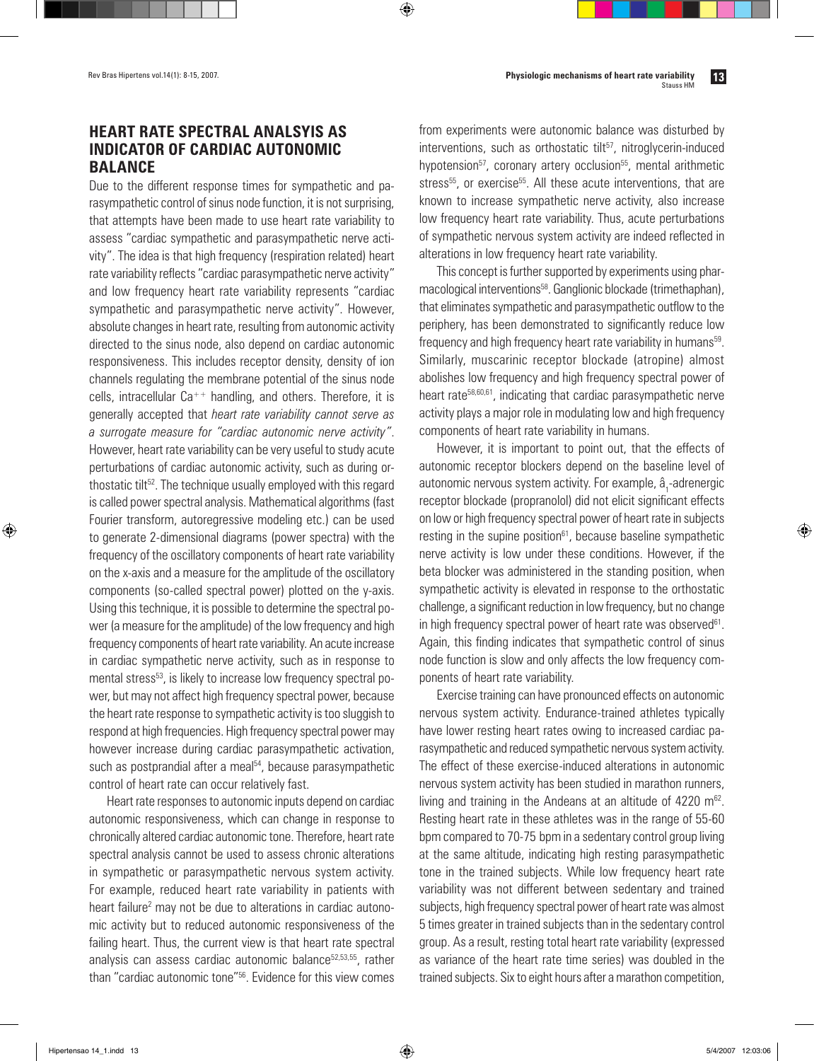## HEART RATE SPECTRAL ANALSYIS AS INDICATOR OF CARDIAC AUTONOMIC BALANCE

Due to the different response times for sympathetic and parasympathetic control of sinus node function, it is not surprising, that attempts have been made to use heart rate variability to assess "cardiac sympathetic and parasympathetic nerve activity". The idea is that high frequency (respiration related) heart rate variability reflects "cardiac parasympathetic nerve activity" and low frequency heart rate variability represents "cardiac sympathetic and parasympathetic nerve activity". However, absolute changes in heart rate, resulting from autonomic activity directed to the sinus node, also depend on cardiac autonomic responsiveness. This includes receptor density, density of ion channels regulating the membrane potential of the sinus node cells, intracellular $Ca^{++}$ handling, and others. Therefore, it is generally accepted that *heart rate variability cannot serve as a surrogate measure for "cardiac autonomic nerve activity"*. However, heart rate variability can be very useful to study acute perturbations of cardiac autonomic activity, such as during orthostatic tilt[52]. The technique usually employed with this regard is called power spectral analysis. Mathematical algorithms (fast Fourier transform, autoregressive modeling etc.) can be used to generate 2-dimensional diagrams (power spectra) with the frequency of the oscillatory components of heart rate variability on the x-axis and a measure for the amplitude of the oscillatory components (so-called spectral power) plotted on the y-axis. Using this technique, it is possible to determine the spectral power (a measure for the amplitude) of the low frequency and high frequency components of heart rate variability. An acute increase in cardiac sympathetic nerve activity, such as in response to mental stress[53], is likely to increase low frequency spectral power, but may not affect high frequency spectral power, because the heart rate response to sympathetic activity is too sluggish to respond at high frequencies. High frequency spectral power may however increase during cardiac parasympathetic activation, such as postprandial after a meal[54], because parasympathetic control of heart rate can occur relatively fast.

Heart rate responses to autonomic inputs depend on cardiac autonomic responsiveness, which can change in response to chronically altered cardiac autonomic tone. Therefore, heart rate spectral analysis cannot be used to assess chronic alterations in sympathetic or parasympathetic nervous system activity. For example, reduced heart rate variability in patients with heart failure[2] may not be due to alterations in cardiac autonomic activity but to reduced autonomic responsiveness of the failing heart. Thus, the current view is that heart rate spectral analysis can assess cardiac autonomic balance[52,53,55], rather than "cardiac autonomic tone"[56]. Evidence for this view comes from experiments were autonomic balance was disturbed by interventions, such as orthostatic tilt[57], nitroglycerin-induced hypotension[57], coronary artery occlusion[55], mental arithmetic stress[55], or exercise[55]. All these acute interventions, that are known to increase sympathetic nerve activity, also increase low frequency heart rate variability. Thus, acute perturbations of sympathetic nervous system activity are indeed reflected in alterations in low frequency heart rate variability.

This concept is further supported by experiments using pharmacological interventions[58]. Ganglionic blockade (trimethaphan), that eliminates sympathetic and parasympathetic outflow to the periphery, has been demonstrated to significantly reduce low frequency and high frequency heart rate variability in humans[59]. Similarly, muscarinic receptor blockade (atropine) almost abolishes low frequency and high frequency spectral power of heart rate[58,60,61], indicating that cardiac parasympathetic nerve activity plays a major role in modulating low and high frequency components of heart rate variability in humans.

However, it is important to point out, that the effects of autonomic receptor blockers depend on the baseline level of autonomic nervous system activity. For example, $â_1$-adrenergic receptor blockade (propranolol) did not elicit significant effects on low or high frequency spectral power of heart rate in subjects resting in the supine position[61], because baseline sympathetic nerve activity is low under these conditions. However, if the beta blocker was administered in the standing position, when sympathetic activity is elevated in response to the orthostatic challenge, a significant reduction in low frequency, but no change in high frequency spectral power of heart rate was observed[61]. Again, this finding indicates that sympathetic control of sinus node function is slow and only affects the low frequency components of heart rate variability.

Exercise training can have pronounced effects on autonomic nervous system activity. Endurance-trained athletes typically have lower resting heart rates owing to increased cardiac parasympathetic and reduced sympathetic nervous system activity. The effect of these exercise-induced alterations in autonomic nervous system activity has been studied in marathon runners, living and training in the Andeans at an altitude of 4220 m[62]. Resting heart rate in these athletes was in the range of 55-60 bpm compared to 70-75 bpm in a sedentary control group living at the same altitude, indicating high resting parasympathetic tone in the trained subjects. While low frequency heart rate variability was not different between sedentary and trained subjects, high frequency spectral power of heart rate was almost 5 times greater in trained subjects than in the sedentary control group. As a result, resting total heart rate variability (expressed as variance of the heart rate time series) was doubled in the trained subjects. Six to eight hours after a marathon competition,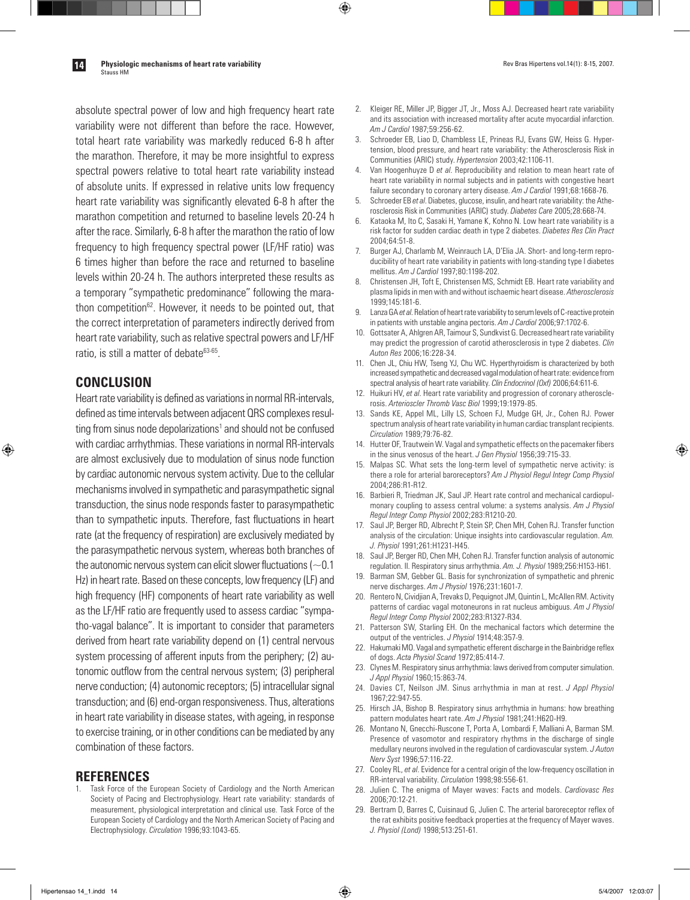absolute spectral power of low and high frequency heart rate variability were not different than before the race. However, total heart rate variability was markedly reduced 6-8 h after the marathon. Therefore, it may be more insightful to express spectral powers relative to total heart rate variability instead of absolute units. If expressed in relative units low frequency heart rate variability was significantly elevated 6-8 h after the marathon competition and returned to baseline levels 20-24 h after the race. Similarly, 6-8 h after the marathon the ratio of low frequency to high frequency spectral power (LF/HF ratio) was 6 times higher than before the race and returned to baseline levels within 20-24 h. The authors interpreted these results as a temporary "sympathetic predominance" following the marathon competition[62]. However, it needs to be pointed out, that the correct interpretation of parameters indirectly derived from heart rate variability, such as relative spectral powers and LF/HF ratio, is still a matter of debate[63-65].

## CONCLUSION

Heart rate variability is defined as variations in normal RR-intervals, defined as time intervals between adjacent QRS complexes resulting from sinus node depolarizations[1] and should not be confused with cardiac arrhythmias. These variations in normal RR-intervals are almost exclusively due to modulation of sinus node function by cardiac autonomic nervous system activity. Due to the cellular mechanisms involved in sympathetic and parasympathetic signal transduction, the sinus node responds faster to parasympathetic than to sympathetic inputs. Therefore, fast fluctuations in heart rate (at the frequency of respiration) are exclusively mediated by the parasympathetic nervous system, whereas both branches of the autonomic nervous system can elicit slower fluctuations (~0.1 Hz) in heart rate. Based on these concepts, low frequency (LF) and high frequency (HF) components of heart rate variability as well as the LF/HF ratio are frequently used to assess cardiac "sympatho-vagal balance". It is important to consider that parameters derived from heart rate variability depend on (1) central nervous system processing of afferent inputs from the periphery; (2) autonomic outflow from the central nervous system; (3) peripheral nerve conduction; (4) autonomic receptors; (5) intracellular signal transduction; and (6) end-organ responsiveness. Thus, alterations in heart rate variability in disease states, with ageing, in response to exercise training, or in other conditions can be mediated by any combination of these factors.

## REFERENCES

1. Task Force of the European Society of Cardiology and the North American Society of Pacing and Electrophysiology. Heart rate variability: standards of measurement, physiological interpretation and clinical use. Task Force of the European Society of Cardiology and the North American Society of Pacing and Electrophysiology. *Circulation* 1996;93:1043-65.
2. Kleiger RE, Miller JP, Bigger JT, Jr., Moss AJ. Decreased heart rate variability and its association with increased mortality after acute myocardial infarction. *Am J Cardiol* 1987;59:256-62.
3. Schroeder EB, Liao D, Chambless LE, Prineas RJ, Evans GW, Heiss G. Hypertension, blood pressure, and heart rate variability: the Atherosclerosis Risk in Communities (ARIC) study. *Hypertension* 2003;42:1106-11.
4. Van Hoogenhuyze D *et al*. Reproducibility and relation to mean heart rate of heart rate variability in normal subjects and in patients with congestive heart failure secondary to coronary artery disease. *Am J Cardiol* 1991;68:1668-76.
5. Schroeder EB *et al*. Diabetes, glucose, insulin, and heart rate variability: the Atherosclerosis Risk in Communities (ARIC) study. *Diabetes Care* 2005;28:668-74.
6. Kataoka M, Ito C, Sasaki H, Yamane K, Kohno N. Low heart rate variability is a risk factor for sudden cardiac death in type 2 diabetes. *Diabetes Res Clin Pract* 2004;64:51-8.
7. Burger AJ, Charlamb M, Weinrauch LA, D'Elia JA. Short- and long-term reproducibility of heart rate variability in patients with long-standing type I diabetes mellitus. *Am J Cardiol* 1997;80:1198-202.
8. Christensen JH, Toft E, Christensen MS, Schmidt EB. Heart rate variability and plasma lipids in men with and without ischaemic heart disease. *Atherosclerosis* 1999;145:181-6.
9. Lanza GA *et al*. Relation of heart rate variability to serum levels of C-reactive protein in patients with unstable angina pectoris. *Am J Cardiol* 2006;97:1702-6.
10. Gottsater A, Ahlgren AR, Taimour S, Sundkvist G. Decreased heart rate variability may predict the progression of carotid atherosclerosis in type 2 diabetes. *Clin Auton Res* 2006;16:228-34.
11. Chen JL, Chiu HW, Tseng YJ, Chu WC. Hyperthyroidism is characterized by both increased sympathetic and decreased vagal modulation of heart rate: evidence from spectral analysis of heart rate variability. *Clin Endocrinol (Oxf)* 2006;64:611-6.
12. Huikuri HV, *et al*. Heart rate variability and progression of coronary atherosclerosis. *Arterioscler Thromb Vasc Biol* 1999;19:1979-85.
13. Sands KE, Appel ML, Lilly LS, Schoen FJ, Mudge GH, Jr., Cohen RJ. Power spectrum analysis of heart rate variability in human cardiac transplant recipients. *Circulation* 1989;79:76-82.
14. Hutter OF, Trautwein W. Vagal and sympathetic effects on the pacemaker fibers in the sinus venosus of the heart. *J Gen Physiol* 1956;39:715-33.
15. Malpas SC. What sets the long-term level of sympathetic nerve activity: is there a role for arterial baroreceptors? *Am J Physiol Regul Integr Comp Physiol* 2004;286:R1-R12.
16. Barbieri R, Triedman JK, Saul JP. Heart rate control and mechanical cardiopulmonary coupling to assess central volume: a systems analysis. *Am J Physiol Regul Integr Comp Physiol* 2002;283:R1210-20.
17. Saul JP, Berger RD, Albrecht P, Stein SP, Chen MH, Cohen RJ. Transfer function analysis of the circulation: Unique insights into cardiovascular regulation. *Am. J. Physiol* 1991;261:H1231-H45.
18. Saul JP, Berger RD, Chen MH, Cohen RJ. Transfer function analysis of autonomic regulation. II. Respiratory sinus arrhythmia. *Am. J. Physiol* 1989;256:H153-H61.
19. Barman SM, Gebber GL. Basis for synchronization of sympathetic and phrenic nerve discharges. *Am J Physiol* 1976;231:1601-7.
20. Rentero N, Cividjian A, Trevaks D, Pequignot JM, Quintin L, McAllen RM. Activity patterns of cardiac vagal motoneurons in rat nucleus ambiguus. *Am J Physiol Regul Integr Comp Physiol* 2002;283:R1327-R34.
21. Patterson SW, Starling EH. On the mechanical factors which determine the output of the ventricles. *J Physiol* 1914;48:357-9.
22. Hakumaki MO. Vagal and sympathetic efferent discharge in the Bainbridge reflex of dogs. *Acta Physiol Scand* 1972;85:414-7.
23. Clynes M. Respiratory sinus arrhythmia: laws derived from computer simulation. *J Appl Physiol* 1960;15:863-74.
24. Davies CT, Neilson JM. Sinus arrhythmia in man at rest. *J Appl Physiol* 1967;22:947-55.
25. Hirsch JA, Bishop B. Respiratory sinus arrhythmia in humans: how breathing pattern modulates heart rate. *Am J Physiol* 1981;241:H620-H9.
26. Montano N, Gnecchi-Ruscone T, Porta A, Lombardi F, Malliani A, Barman SM. Presence of vasomotor and respiratory rhythms in the discharge of single medullary neurons involved in the regulation of cardiovascular system. *J Auton Nerv Syst* 1996;57:116-22.
27. Cooley RL, *et al*. Evidence for a central origin of the low-frequency oscillation in RR-interval variability. *Circulation* 1998;98:556-61.
28. Julien C. The enigma of Mayer waves: Facts and models. *Cardiovasc Res* 2006;70:12-21.
29. Bertram D, Barres C, Cuisinaud G, Julien C. The arterial baroreceptor reflex of the rat exhibits positive feedback properties at the frequency of Mayer waves. *J. Physiol (Lond)* 1998;513:251-61.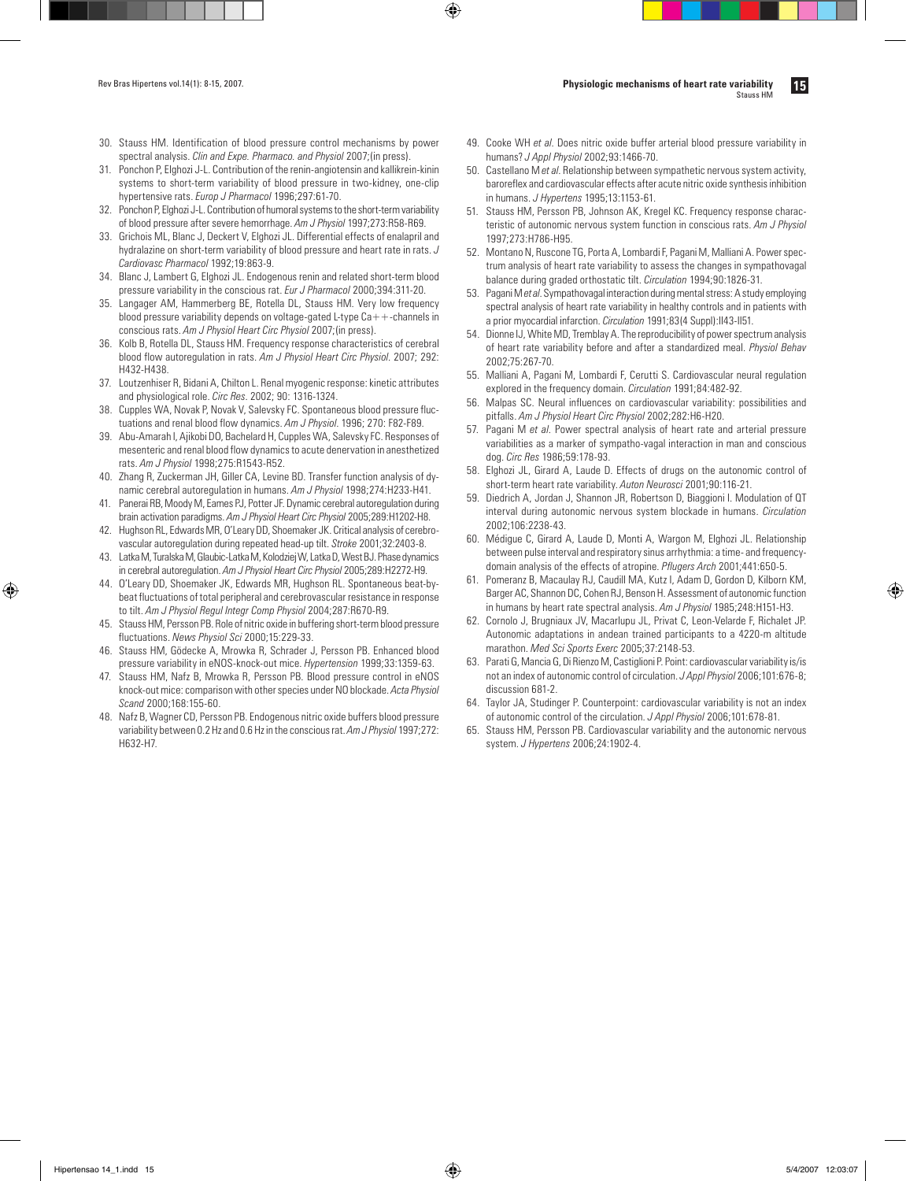30. Stauss HM. Identification of blood pressure control mechanisms by power spectral analysis. *Clin and Expe. Pharmaco. and Physiol* 2007;(in press).
31. Ponchon P, Elghozi J-L. Contribution of the renin-angiotensin and kallikrein-kinin systems to short-term variability of blood pressure in two-kidney, one-clip hypertensive rats. *Europ J Pharmacol* 1996;297:61-70.
32. Ponchon P, Elghozi J-L. Contribution of humoral systems to the short-term variability of blood pressure after severe hemorrhage. *Am J Physiol* 1997;273:R58-R69.
33. Grichois ML, Blanc J, Deckert V, Elghozi JL. Differential effects of enalapril and hydralazine on short-term variability of blood pressure and heart rate in rats. *J Cardiovasc Pharmacol* 1992;19:863-9.
34. Blanc J, Lambert G, Elghozi JL. Endogenous renin and related short-term blood pressure variability in the conscious rat. *Eur J Pharmacol* 2000;394:311-20.
35. Langager AM, Hammerberg BE, Rotella DL, Stauss HM. Very low frequency blood pressure variability depends on voltage-gated L-type Ca++-channels in conscious rats. *Am J Physiol Heart Circ Physiol* 2007;(in press).
36. Kolb B, Rotella DL, Stauss HM. Frequency response characteristics of cerebral blood flow autoregulation in rats. *Am J Physiol Heart Circ Physiol*. 2007; 292: H432-H438.
37. Loutzenhiser R, Bidani A, Chilton L. Renal myogenic response: kinetic attributes and physiological role. *Circ Res*. 2002; 90: 1316-1324.
38. Cupples WA, Novak P, Novak V, Salevsky FC. Spontaneous blood pressure fluctuations and renal blood flow dynamics. *Am J Physiol*. 1996; 270: F82-F89.
39. Abu-Amarah I, Ajikobi DO, Bachelard H, Cupples WA, Salevsky FC. Responses of mesenteric and renal blood flow dynamics to acute denervation in anesthetized rats. *Am J Physiol* 1998;275:R1543-R52.
40. Zhang R, Zuckerman JH, Giller CA, Levine BD. Transfer function analysis of dynamic cerebral autoregulation in humans. *Am J Physiol* 1998;274:H233-H41.
41. Panerai RB, Moody M, Eames PJ, Potter JF. Dynamic cerebral autoregulation during brain activation paradigms. *Am J Physiol Heart Circ Physiol* 2005;289:H1202-H8.
42. Hughson RL, Edwards MR, O'Leary DD, Shoemaker JK. Critical analysis of cerebrovascular autoregulation during repeated head-up tilt. *Stroke* 2001;32:2403-8.
43. Latka M, Turalska M, Glaubic-Latka M, Kolodziej W, Latka D, West BJ. Phase dynamics in cerebral autoregulation. *Am J Physiol Heart Circ Physiol* 2005;289:H2272-H9.
44. O'Leary DD, Shoemaker JK, Edwards MR, Hughson RL. Spontaneous beat-by-beat fluctuations of total peripheral and cerebrovascular resistance in response to tilt. *Am J Physiol Regul Integr Comp Physiol* 2004;287:R670-R9.
45. Stauss HM, Persson PB. Role of nitric oxide in buffering short-term blood pressure fluctuations. *News Physiol Sci* 2000;15:229-33.
46. Stauss HM, Gödecke A, Mrowka R, Schrader J, Persson PB. Enhanced blood pressure variability in eNOS-knock-out mice. *Hypertension* 1999;33:1359-63.
47. Stauss HM, Nafz B, Mrowka R, Persson PB. Blood pressure control in eNOS knock-out mice: comparison with other species under NO blockade. *Acta Physiol Scand* 2000;168:155-60.
48. Nafz B, Wagner CD, Persson PB. Endogenous nitric oxide buffers blood pressure variability between 0.2 Hz and 0.6 Hz in the conscious rat. *Am J Physiol* 1997;272: H632-H7.
49. Cooke WH *et al*. Does nitric oxide buffer arterial blood pressure variability in humans? *J Appl Physiol* 2002;93:1466-70.
50. Castellano M *et al*. Relationship between sympathetic nervous system activity, baroreflex and cardiovascular effects after acute nitric oxide synthesis inhibition in humans. *J Hypertens* 1995;13:1153-61.
51. Stauss HM, Persson PB, Johnson AK, Kregel KC. Frequency response characteristic of autonomic nervous system function in conscious rats. *Am J Physiol* 1997;273:H786-H95.
52. Montano N, Ruscone TG, Porta A, Lombardi F, Pagani M, Malliani A. Power spectrum analysis of heart rate variability to assess the changes in sympathovagal balance during graded orthostatic tilt. *Circulation* 1994;90:1826-31.
53. Pagani M *et al*. Sympathovagal interaction during mental stress: A study employing spectral analysis of heart rate variability in healthy controls and in patients with a prior myocardial infarction. *Circulation* 1991;83(4 Suppl):II43-II51.
54. Dionne IJ, White MD, Tremblay A. The reproducibility of power spectrum analysis of heart rate variability before and after a standardized meal. *Physiol Behav* 2002;75:267-70.
55. Malliani A, Pagani M, Lombardi F, Cerutti S. Cardiovascular neural regulation explored in the frequency domain. *Circulation* 1991;84:482-92.
56. Malpas SC. Neural influences on cardiovascular variability: possibilities and pitfalls. *Am J Physiol Heart Circ Physiol* 2002;282:H6-H20.
57. Pagani M *et al*. Power spectral analysis of heart rate and arterial pressure variabilities as a marker of sympatho-vagal interaction in man and conscious dog. *Circ Res* 1986;59:178-93.
58. Elghozi JL, Girard A, Laude D. Effects of drugs on the autonomic control of short-term heart rate variability. *Auton Neurosci* 2001;90:116-21.
59. Diedrich A, Jordan J, Shannon JR, Robertson D, Biaggioni I. Modulation of QT interval during autonomic nervous system blockade in humans. *Circulation* 2002;106:2238-43.
60. Médigue C, Girard A, Laude D, Monti A, Wargon M, Elghozi JL. Relationship between pulse interval and respiratory sinus arrhythmia: a time- and frequency-domain analysis of the effects of atropine. *Pflugers Arch* 2001;441:650-5.
61. Pomeranz B, Macaulay RJ, Caudill MA, Kutz I, Adam D, Gordon D, Kilborn KM, Barger AC, Shannon DC, Cohen RJ, Benson H. Assessment of autonomic function in humans by heart rate spectral analysis. *Am J Physiol* 1985;248:H151-H3.
62. Cornolo J, Brugniaux JV, Macarlupu JL, Privat C, Leon-Velarde F, Richalet JP. Autonomic adaptations in andean trained participants to a 4220-m altitude marathon. *Med Sci Sports Exerc* 2005;37:2148-53.
63. Parati G, Mancia G, Di Rienzo M, Castiglioni P. Point: cardiovascular variability is/is not an index of autonomic control of circulation. *J Appl Physiol* 2006;101:676-8; discussion 681-2.
64. Taylor JA, Studinger P. Counterpoint: cardiovascular variability is not an index of autonomic control of the circulation. *J Appl Physiol* 2006;101:678-81.
65. Stauss HM, Persson PB. Cardiovascular variability and the autonomic nervous system. *J Hypertens* 2006;24:1902-4.